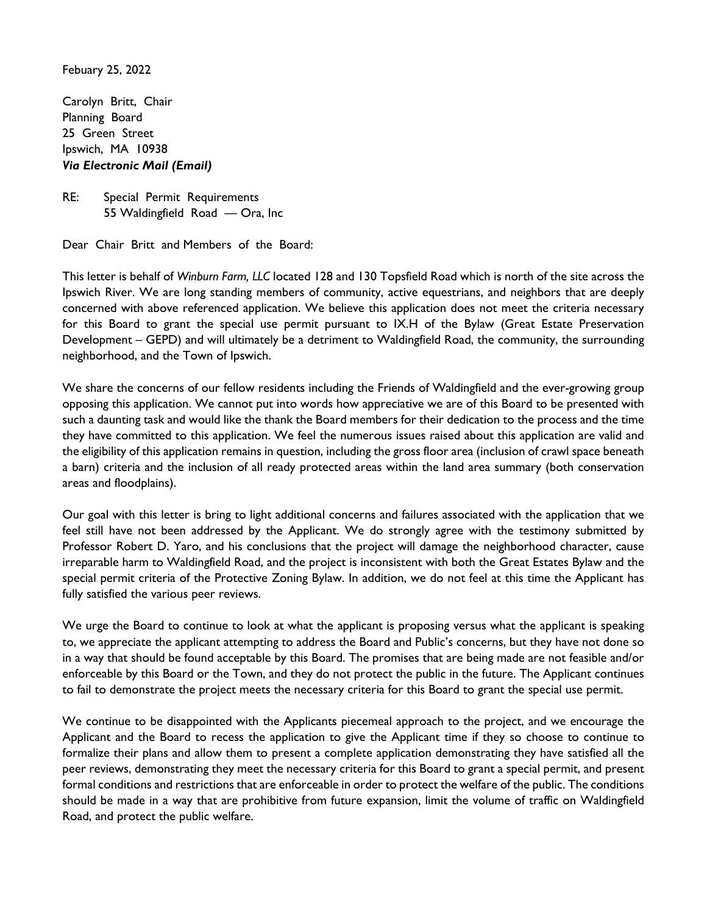Febuary 25, 2022

Carolyn Britt, Chair
Planning Board
25 Green Street
Ipswich, MA 10938
***Via Electronic Mail (Email)***

RE: Special Permit Requirements
55 Waldingfield Road — Ora, Inc

Dear Chair Britt and Members of the Board:

This letter is behalf of *Winburn Farm, LLC* located 128 and 130 Topsfield Road which is north of the site across the Ipswich River. We are long standing members of community, active equestrians, and neighbors that are deeply concerned with above referenced application. We believe this application does not meet the criteria necessary for this Board to grant the special use permit pursuant to IX.H of the Bylaw (Great Estate Preservation Development – GEPD) and will ultimately be a detriment to Waldingfield Road, the community, the surrounding neighborhood, and the Town of Ipswich.

We share the concerns of our fellow residents including the Friends of Waldingfield and the ever-growing group opposing this application. We cannot put into words how appreciative we are of this Board to be presented with such a daunting task and would like the thank the Board members for their dedication to the process and the time they have committed to this application. We feel the numerous issues raised about this application are valid and the eligibility of this application remains in question, including the gross floor area (inclusion of crawl space beneath a barn) criteria and the inclusion of all ready protected areas within the land area summary (both conservation areas and floodplains).

Our goal with this letter is bring to light additional concerns and failures associated with the application that we feel still have not been addressed by the Applicant. We do strongly agree with the testimony submitted by Professor Robert D. Yaro, and his conclusions that the project will damage the neighborhood character, cause irreparable harm to Waldingfield Road, and the project is inconsistent with both the Great Estates Bylaw and the special permit criteria of the Protective Zoning Bylaw. In addition, we do not feel at this time the Applicant has fully satisfied the various peer reviews.

We urge the Board to continue to look at what the applicant is proposing versus what the applicant is speaking to, we appreciate the applicant attempting to address the Board and Public's concerns, but they have not done so in a way that should be found acceptable by this Board. The promises that are being made are not feasible and/or enforceable by this Board or the Town, and they do not protect the public in the future. The Applicant continues to fail to demonstrate the project meets the necessary criteria for this Board to grant the special use permit.

We continue to be disappointed with the Applicants piecemeal approach to the project, and we encourage the Applicant and the Board to recess the application to give the Applicant time if they so choose to continue to formalize their plans and allow them to present a complete application demonstrating they have satisfied all the peer reviews, demonstrating they meet the necessary criteria for this Board to grant a special permit, and present formal conditions and restrictions that are enforceable in order to protect the welfare of the public. The conditions should be made in a way that are prohibitive from future expansion, limit the volume of traffic on Waldingfield Road, and protect the public welfare.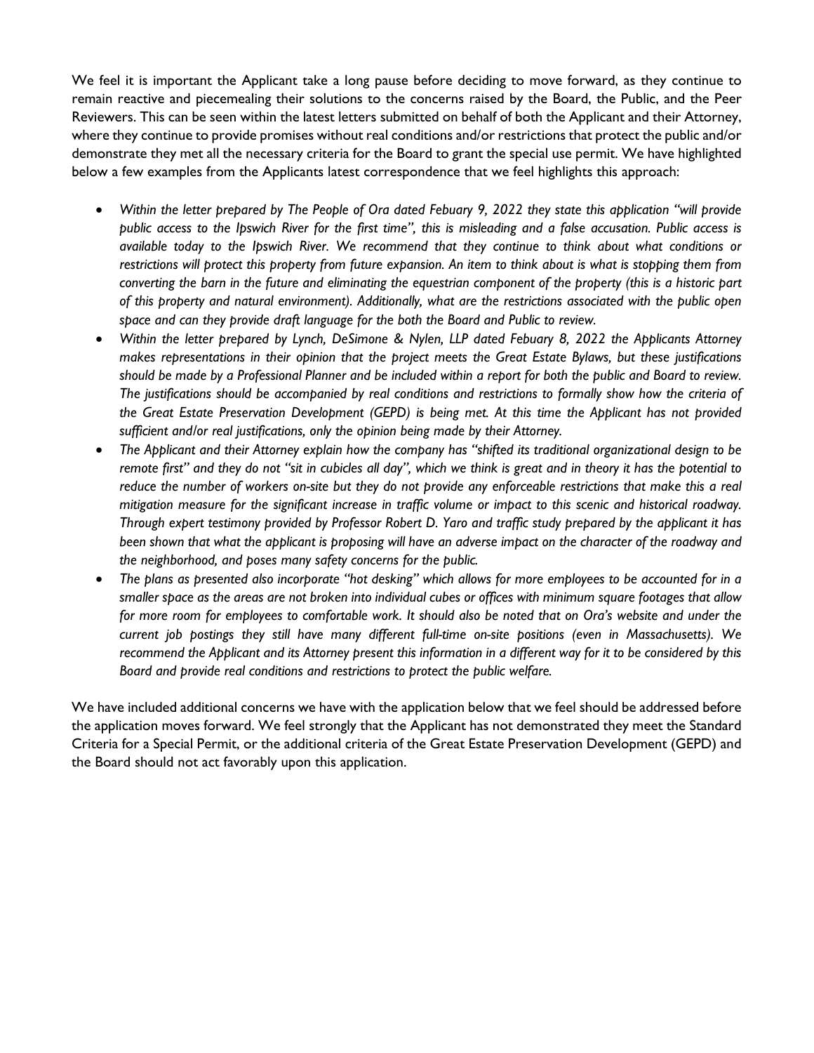We feel it is important the Applicant take a long pause before deciding to move forward, as they continue to remain reactive and piecemealing their solutions to the concerns raised by the Board, the Public, and the Peer Reviewers. This can be seen within the latest letters submitted on behalf of both the Applicant and their Attorney, where they continue to provide promises without real conditions and/or restrictions that protect the public and/or demonstrate they met all the necessary criteria for the Board to grant the special use permit. We have highlighted below a few examples from the Applicants latest correspondence that we feel highlights this approach:

- *Within the letter prepared by The People of Ora dated Febuary 9, 2022 they state this application "will provide public access to the Ipswich River for the first time", this is misleading and a false accusation. Public access is available today to the Ipswich River. We recommend that they continue to think about what conditions or restrictions will protect this property from future expansion. An item to think about is what is stopping them from converting the barn in the future and eliminating the equestrian component of the property (this is a historic part of this property and natural environment). Additionally, what are the restrictions associated with the public open space and can they provide draft language for the both the Board and Public to review.*
- *Within the letter prepared by Lynch, DeSimone & Nylen, LLP dated Febuary 8, 2022 the Applicants Attorney makes representations in their opinion that the project meets the Great Estate Bylaws, but these justifications should be made by a Professional Planner and be included within a report for both the public and Board to review. The justifications should be accompanied by real conditions and restrictions to formally show how the criteria of the Great Estate Preservation Development (GEPD) is being met. At this time the Applicant has not provided sufficient and/or real justifications, only the opinion being made by their Attorney.*
- *The Applicant and their Attorney explain how the company has "shifted its traditional organizational design to be remote first" and they do not "sit in cubicles all day", which we think is great and in theory it has the potential to reduce the number of workers on-site but they do not provide any enforceable restrictions that make this a real mitigation measure for the significant increase in traffic volume or impact to this scenic and historical roadway. Through expert testimony provided by Professor Robert D. Yaro and traffic study prepared by the applicant it has been shown that what the applicant is proposing will have an adverse impact on the character of the roadway and the neighborhood, and poses many safety concerns for the public.*
- *The plans as presented also incorporate "hot desking" which allows for more employees to be accounted for in a smaller space as the areas are not broken into individual cubes or offices with minimum square footages that allow for more room for employees to comfortable work. It should also be noted that on Ora's website and under the current job postings they still have many different full-time on-site positions (even in Massachusetts). We recommend the Applicant and its Attorney present this information in a different way for it to be considered by this Board and provide real conditions and restrictions to protect the public welfare.*

We have included additional concerns we have with the application below that we feel should be addressed before the application moves forward. We feel strongly that the Applicant has not demonstrated they meet the Standard Criteria for a Special Permit, or the additional criteria of the Great Estate Preservation Development (GEPD) and the Board should not act favorably upon this application.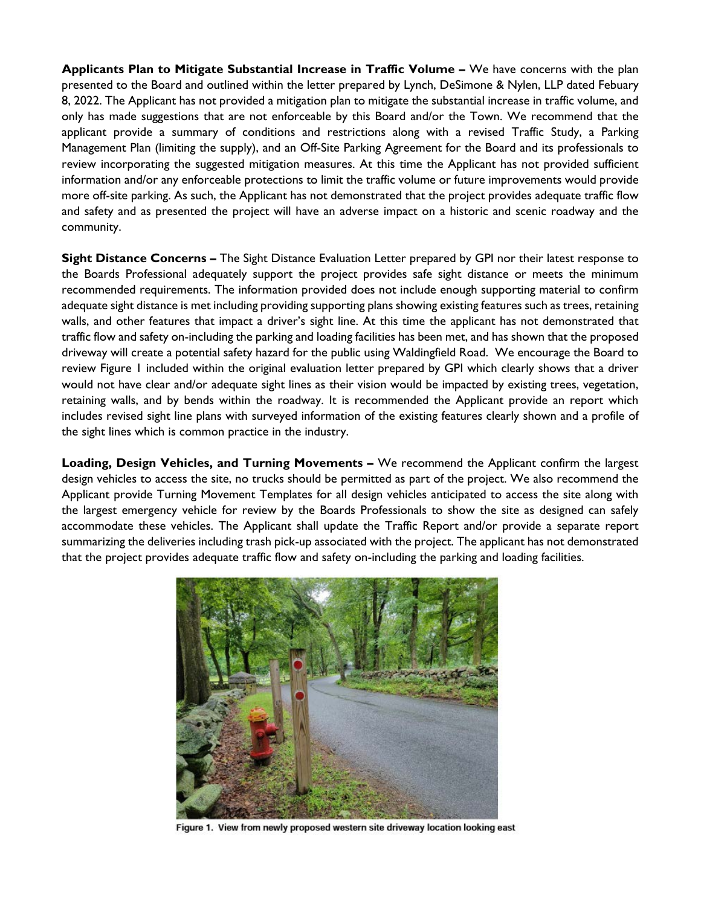**Applicants Plan to Mitigate Substantial Increase in Traffic Volume –** We have concerns with the plan presented to the Board and outlined within the letter prepared by Lynch, DeSimone & Nylen, LLP dated Febuary 8, 2022. The Applicant has not provided a mitigation plan to mitigate the substantial increase in traffic volume, and only has made suggestions that are not enforceable by this Board and/or the Town. We recommend that the applicant provide a summary of conditions and restrictions along with a revised Traffic Study, a Parking Management Plan (limiting the supply), and an Off-Site Parking Agreement for the Board and its professionals to review incorporating the suggested mitigation measures. At this time the Applicant has not provided sufficient information and/or any enforceable protections to limit the traffic volume or future improvements would provide more off-site parking. As such, the Applicant has not demonstrated that the project provides adequate traffic flow and safety and as presented the project will have an adverse impact on a historic and scenic roadway and the community.

**Sight Distance Concerns –** The Sight Distance Evaluation Letter prepared by GPI nor their latest response to the Boards Professional adequately support the project provides safe sight distance or meets the minimum recommended requirements. The information provided does not include enough supporting material to confirm adequate sight distance is met including providing supporting plans showing existing features such as trees, retaining walls, and other features that impact a driver's sight line. At this time the applicant has not demonstrated that traffic flow and safety on-including the parking and loading facilities has been met, and has shown that the proposed driveway will create a potential safety hazard for the public using Waldingfield Road. We encourage the Board to review Figure 1 included within the original evaluation letter prepared by GPI which clearly shows that a driver would not have clear and/or adequate sight lines as their vision would be impacted by existing trees, vegetation, retaining walls, and by bends within the roadway. It is recommended the Applicant provide an report which includes revised sight line plans with surveyed information of the existing features clearly shown and a profile of the sight lines which is common practice in the industry.

**Loading, Design Vehicles, and Turning Movements –** We recommend the Applicant confirm the largest design vehicles to access the site, no trucks should be permitted as part of the project. We also recommend the Applicant provide Turning Movement Templates for all design vehicles anticipated to access the site along with the largest emergency vehicle for review by the Boards Professionals to show the site as designed can safely accommodate these vehicles. The Applicant shall update the Traffic Report and/or provide a separate report summarizing the deliveries including trash pick-up associated with the project. The applicant has not demonstrated that the project provides adequate traffic flow and safety on-including the parking and loading facilities.

Figure 1. View from newly proposed western site driveway location looking east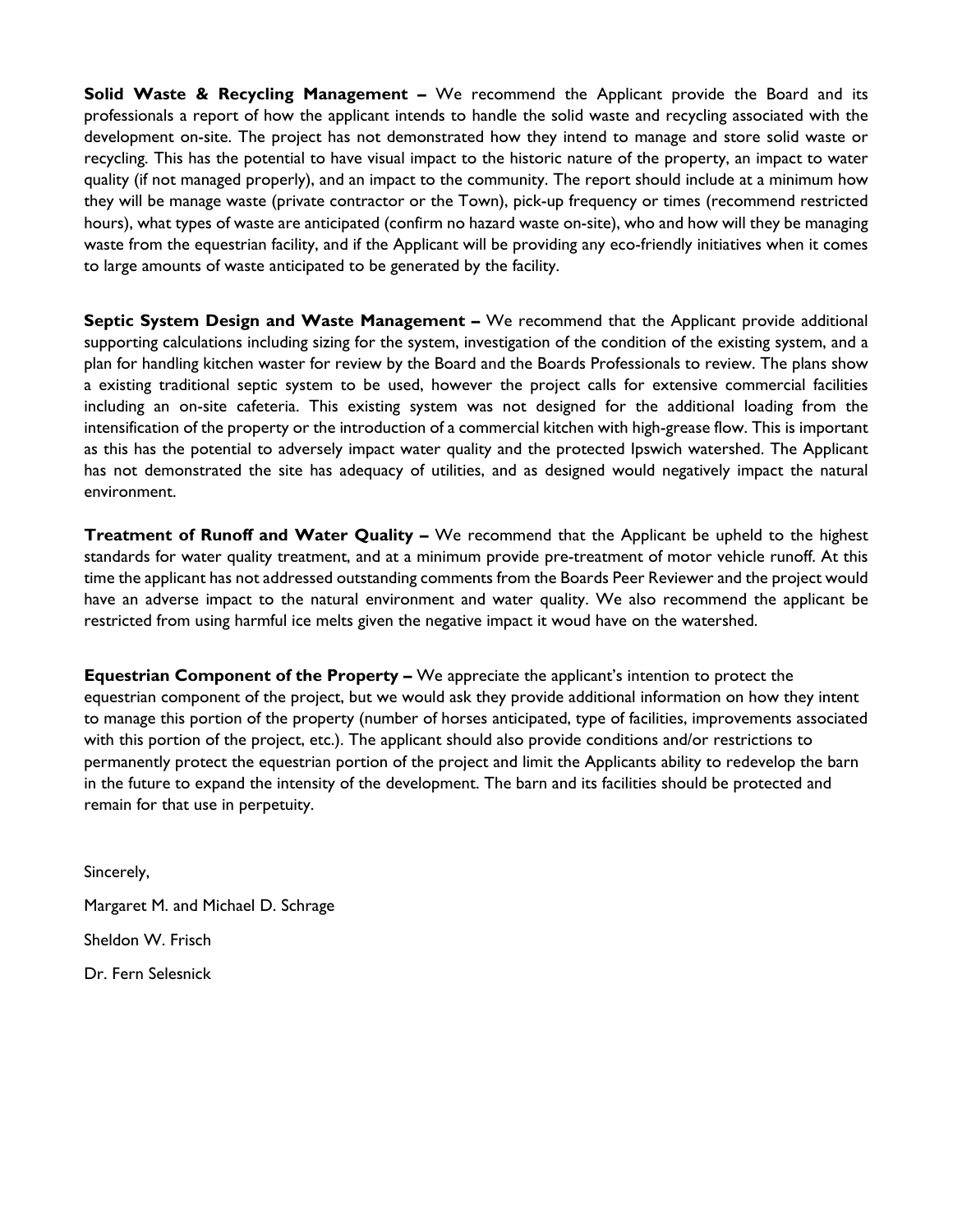**Solid Waste & Recycling Management –** We recommend the Applicant provide the Board and its professionals a report of how the applicant intends to handle the solid waste and recycling associated with the development on-site. The project has not demonstrated how they intend to manage and store solid waste or recycling. This has the potential to have visual impact to the historic nature of the property, an impact to water quality (if not managed properly), and an impact to the community. The report should include at a minimum how they will be manage waste (private contractor or the Town), pick-up frequency or times (recommend restricted hours), what types of waste are anticipated (confirm no hazard waste on-site), who and how will they be managing waste from the equestrian facility, and if the Applicant will be providing any eco-friendly initiatives when it comes to large amounts of waste anticipated to be generated by the facility.

**Septic System Design and Waste Management –** We recommend that the Applicant provide additional supporting calculations including sizing for the system, investigation of the condition of the existing system, and a plan for handling kitchen waster for review by the Board and the Boards Professionals to review. The plans show a existing traditional septic system to be used, however the project calls for extensive commercial facilities including an on-site cafeteria. This existing system was not designed for the additional loading from the intensification of the property or the introduction of a commercial kitchen with high-grease flow. This is important as this has the potential to adversely impact water quality and the protected Ipswich watershed. The Applicant has not demonstrated the site has adequacy of utilities, and as designed would negatively impact the natural environment.

**Treatment of Runoff and Water Quality –** We recommend that the Applicant be upheld to the highest standards for water quality treatment, and at a minimum provide pre-treatment of motor vehicle runoff. At this time the applicant has not addressed outstanding comments from the Boards Peer Reviewer and the project would have an adverse impact to the natural environment and water quality. We also recommend the applicant be restricted from using harmful ice melts given the negative impact it woud have on the watershed.

**Equestrian Component of the Property –** We appreciate the applicant's intention to protect the equestrian component of the project, but we would ask they provide additional information on how they intent to manage this portion of the property (number of horses anticipated, type of facilities, improvements associated with this portion of the project, etc.). The applicant should also provide conditions and/or restrictions to permanently protect the equestrian portion of the project and limit the Applicants ability to redevelop the barn in the future to expand the intensity of the development. The barn and its facilities should be protected and remain for that use in perpetuity.

Sincerely,

Margaret M. and Michael D. Schrage

Sheldon W. Frisch

Dr. Fern Selesnick